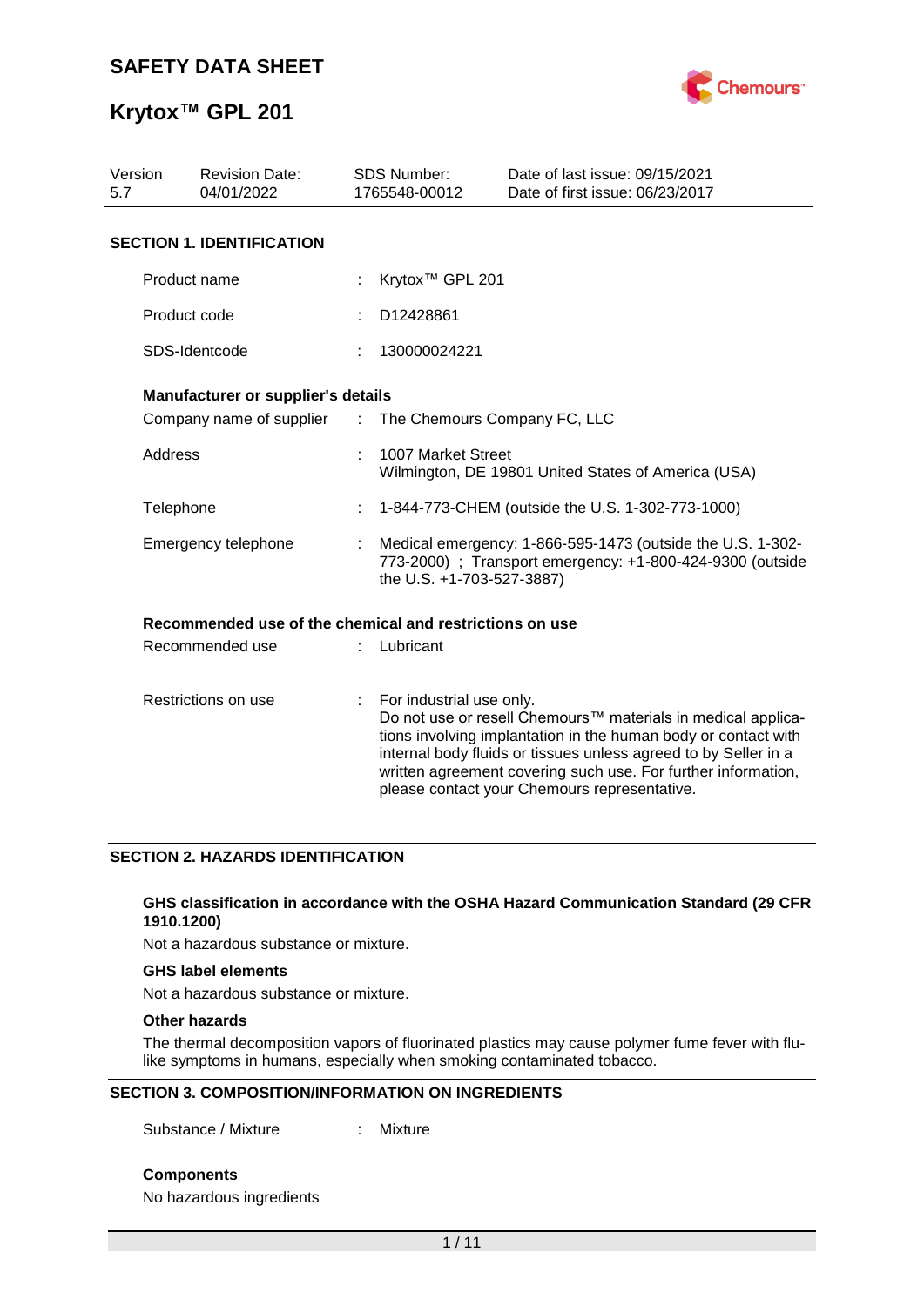# SAFETY DATA SHEET

# Krytox™ GPL 201

| Version | Revision Date: | SDS Number: | Date of last issue: 09/15/2021 |
|---|---|---|---|
| 5.7 | 04/01/2022 | 1765548-00012 | Date of first issue: 06/23/2017 |

## SECTION 1. IDENTIFICATION

Product name : Krytox™ GPL 201

Product code : D12428861

SDS-Identcode : 130000024221

**Manufacturer or supplier's details**

Company name of supplier : The Chemours Company FC, LLC

Address : 1007 Market Street
Wilmington, DE 19801 United States of America (USA)

Telephone : 1-844-773-CHEM (outside the U.S. 1-302-773-1000)

Emergency telephone : Medical emergency: 1-866-595-1473 (outside the U.S. 1-302-773-2000) ; Transport emergency: +1-800-424-9300 (outside the U.S. +1-703-527-3887)

**Recommended use of the chemical and restrictions on use**

Recommended use : Lubricant

Restrictions on use : For industrial use only.
Do not use or resell Chemours™ materials in medical applications involving implantation in the human body or contact with internal body fluids or tissues unless agreed to by Seller in a written agreement covering such use. For further information, please contact your Chemours representative.

## SECTION 2. HAZARDS IDENTIFICATION

**GHS classification in accordance with the OSHA Hazard Communication Standard (29 CFR 1910.1200)**

Not a hazardous substance or mixture.

**GHS label elements**

Not a hazardous substance or mixture.

**Other hazards**

The thermal decomposition vapors of fluorinated plastics may cause polymer fume fever with flu-like symptoms in humans, especially when smoking contaminated tobacco.

## SECTION 3. COMPOSITION/INFORMATION ON INGREDIENTS

Substance / Mixture : Mixture

**Components**

No hazardous ingredients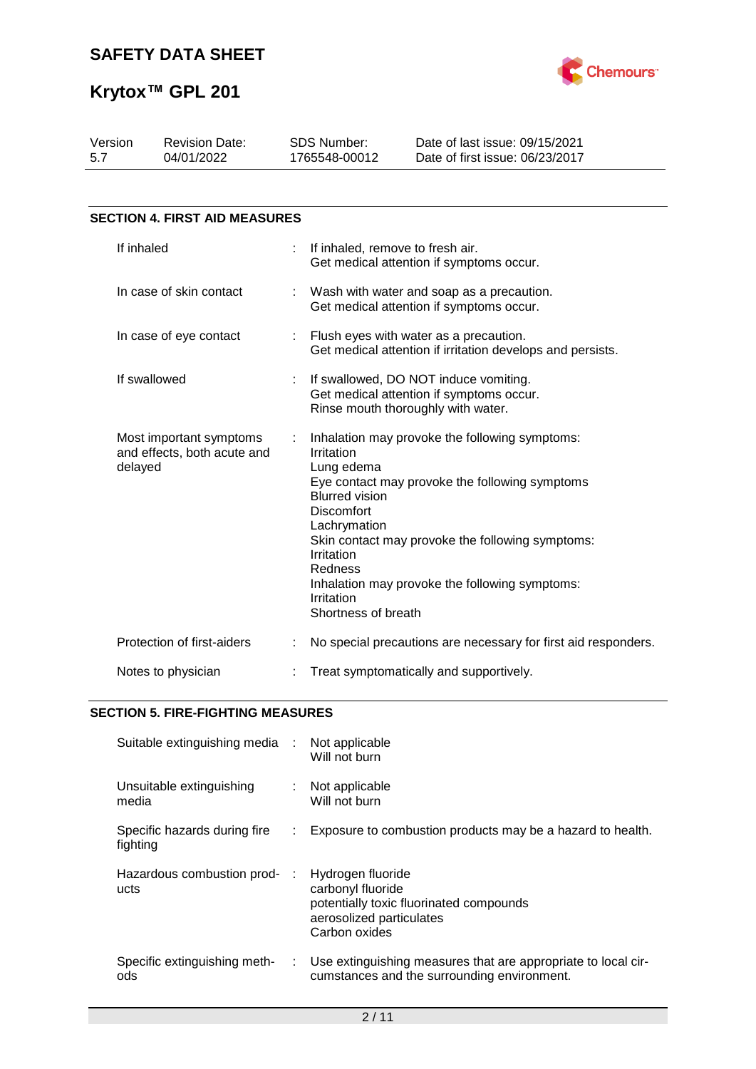## SECTION 4. FIRST AID MEASURES

| | |
|---|---|
| If inhaled | : If inhaled, remove to fresh air.<br>Get medical attention if symptoms occur. |
| In case of skin contact | : Wash with water and soap as a precaution.<br>Get medical attention if symptoms occur. |
| In case of eye contact | : Flush eyes with water as a precaution.<br>Get medical attention if irritation develops and persists. |
| If swallowed | : If swallowed, DO NOT induce vomiting.<br>Get medical attention if symptoms occur.<br>Rinse mouth thoroughly with water. |
| Most important symptoms and effects, both acute and delayed | : Inhalation may provoke the following symptoms:<br>Irritation<br>Lung edema<br>Eye contact may provoke the following symptoms<br>Blurred vision<br>Discomfort<br>Lachrymation<br>Skin contact may provoke the following symptoms:<br>Irritation<br>Redness<br>Inhalation may provoke the following symptoms:<br>Irritation<br>Shortness of breath |
| Protection of first-aiders | : No special precautions are necessary for first aid responders. |
| Notes to physician | : Treat symptomatically and supportively. |

## SECTION 5. FIRE-FIGHTING MEASURES

| | |
|---|---|
| Suitable extinguishing media | : Not applicable<br>Will not burn |
| Unsuitable extinguishing media | : Not applicable<br>Will not burn |
| Specific hazards during fire fighting | : Exposure to combustion products may be a hazard to health. |
| Hazardous combustion products | : Hydrogen fluoride<br>carbonyl fluoride<br>potentially toxic fluorinated compounds<br>aerosolized particulates<br>Carbon oxides |
| Specific extinguishing methods | : Use extinguishing measures that are appropriate to local circumstances and the surrounding environment. |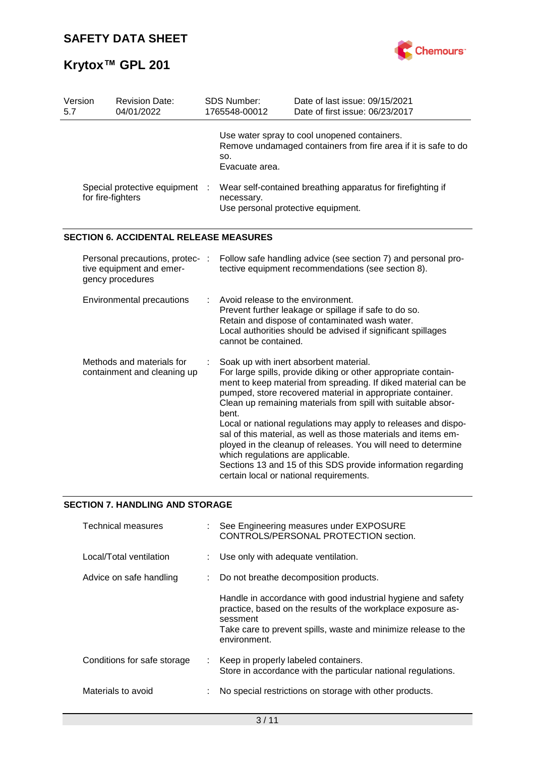| Version 5.7 | Revision Date: 04/01/2022 | SDS Number: 1765548-00012 | Date of last issue: 09/15/2021<br>Date of first issue: 06/23/2017 |
|---|---|---|---|

Use water spray to cool unopened containers.
Remove undamaged containers from fire area if it is safe to do so.
Evacuate area.

Special protective equipment for fire-fighters : Wear self-contained breathing apparatus for firefighting if necessary.
Use personal protective equipment.

## SECTION 6. ACCIDENTAL RELEASE MEASURES

Personal precautions, protective equipment and emergency procedures : Follow safe handling advice (see section 7) and personal protective equipment recommendations (see section 8).

Environmental precautions : Avoid release to the environment.
Prevent further leakage or spillage if safe to do so.
Retain and dispose of contaminated wash water.
Local authorities should be advised if significant spillages cannot be contained.

Methods and materials for containment and cleaning up : Soak up with inert absorbent material.
For large spills, provide diking or other appropriate containment to keep material from spreading. If diked material can be pumped, store recovered material in appropriate container.
Clean up remaining materials from spill with suitable absorbent.
Local or national regulations may apply to releases and disposal of this material, as well as those materials and items employed in the cleanup of releases. You will need to determine which regulations are applicable.
Sections 13 and 15 of this SDS provide information regarding certain local or national requirements.

## SECTION 7. HANDLING AND STORAGE

Technical measures : See Engineering measures under EXPOSURE CONTROLS/PERSONAL PROTECTION section.

Local/Total ventilation : Use only with adequate ventilation.

Advice on safe handling : Do not breathe decomposition products.

Handle in accordance with good industrial hygiene and safety practice, based on the results of the workplace exposure assessment
Take care to prevent spills, waste and minimize release to the environment.

Conditions for safe storage : Keep in properly labeled containers.
Store in accordance with the particular national regulations.

Materials to avoid : No special restrictions on storage with other products.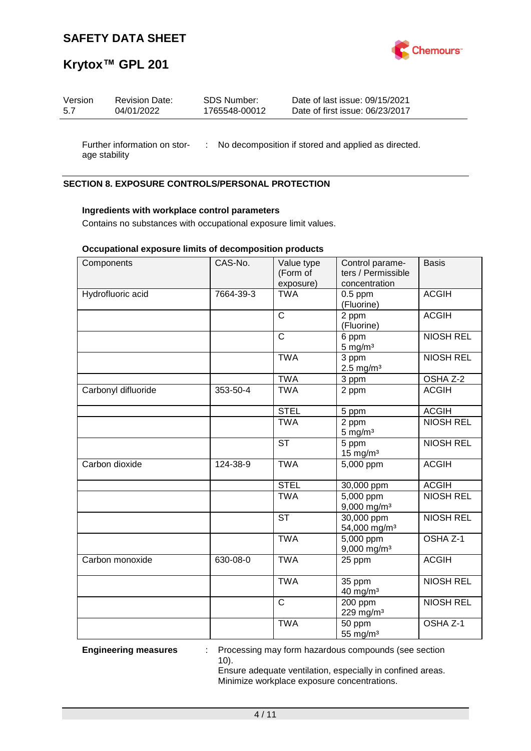Further information on storage stability : No decomposition if stored and applied as directed.

## SECTION 8. EXPOSURE CONTROLS/PERSONAL PROTECTION

### Ingredients with workplace control parameters

Contains no substances with occupational exposure limit values.

### Occupational exposure limits of decomposition products

| Components | CAS-No. | Value type (Form of exposure) | Control parameters / Permissible concentration | Basis |
|---|---|---|---|---|
| Hydrofluoric acid | 7664-39-3 | TWA | 0.5 ppm (Fluorine) | ACGIH |
| | | C | 2 ppm (Fluorine) | ACGIH |
| | | C | 6 ppm 5 mg/m³ | NIOSH REL |
| | | TWA | 3 ppm 2.5 mg/m³ | NIOSH REL |
| | | TWA | 3 ppm | OSHA Z-2 |
| Carbonyl difluoride | 353-50-4 | TWA | 2 ppm | ACGIH |
| | | STEL | 5 ppm | ACGIH |
| | | TWA | 2 ppm 5 mg/m³ | NIOSH REL |
| | | ST | 5 ppm 15 mg/m³ | NIOSH REL |
| Carbon dioxide | 124-38-9 | TWA | 5,000 ppm | ACGIH |
| | | STEL | 30,000 ppm | ACGIH |
| | | TWA | 5,000 ppm 9,000 mg/m³ | NIOSH REL |
| | | ST | 30,000 ppm 54,000 mg/m³ | NIOSH REL |
| | | TWA | 5,000 ppm 9,000 mg/m³ | OSHA Z-1 |
| Carbon monoxide | 630-08-0 | TWA | 25 ppm | ACGIH |
| | | TWA | 35 ppm 40 mg/m³ | NIOSH REL |
| | | C | 200 ppm 229 mg/m³ | NIOSH REL |
| | | TWA | 50 ppm 55 mg/m³ | OSHA Z-1 |

**Engineering measures** : Processing may form hazardous compounds (see section 10).
Ensure adequate ventilation, especially in confined areas.
Minimize workplace exposure concentrations.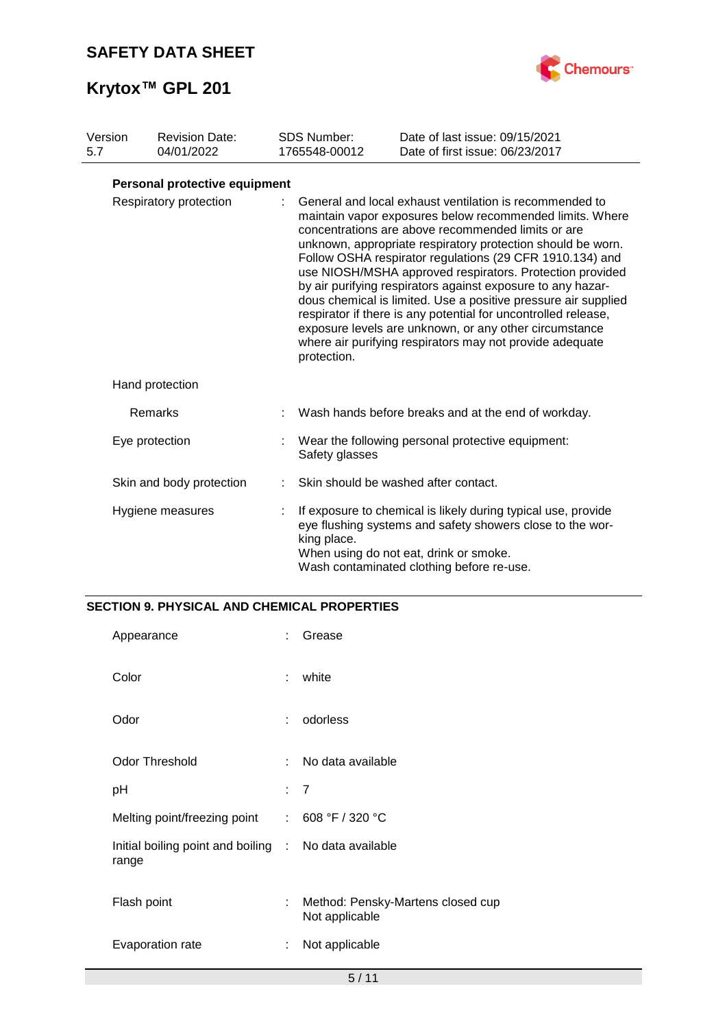| Version | Revision Date: | SDS Number: | Date of last issue: 09/15/2021 |
|---|---|---|---|
| 5.7 | 04/01/2022 | 1765548-00012 | Date of first issue: 06/23/2017 |

**Personal protective equipment**

| | | |
|---|---|---|
| Respiratory protection | : | General and local exhaust ventilation is recommended to maintain vapor exposures below recommended limits. Where concentrations are above recommended limits or are unknown, appropriate respiratory protection should be worn. Follow OSHA respirator regulations (29 CFR 1910.134) and use NIOSH/MSHA approved respirators. Protection provided by air purifying respirators against exposure to any hazardous chemical is limited. Use a positive pressure air supplied respirator if there is any potential for uncontrolled release, exposure levels are unknown, or any other circumstance where air purifying respirators may not provide adequate protection. |
| Hand protection | | |
| Remarks | : | Wash hands before breaks and at the end of workday. |
| Eye protection | : | Wear the following personal protective equipment: Safety glasses |
| Skin and body protection | : | Skin should be washed after contact. |
| Hygiene measures | : | If exposure to chemical is likely during typical use, provide eye flushing systems and safety showers close to the working place. When using do not eat, drink or smoke. Wash contaminated clothing before re-use. |

## SECTION 9. PHYSICAL AND CHEMICAL PROPERTIES

| | | |
|---|---|---|
| Appearance | : | Grease |
| Color | : | white |
| Odor | : | odorless |
| Odor Threshold | : | No data available |
| pH | : | 7 |
| Melting point/freezing point | : | 608 °F / 320 °C |
| Initial boiling point and boiling range | : | No data available |
| Flash point | : | Method: Pensky-Martens closed cup Not applicable |
| Evaporation rate | : | Not applicable |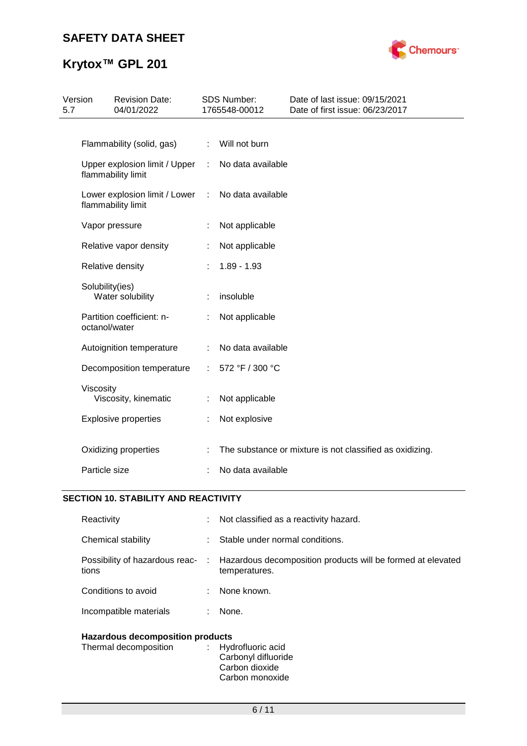| | | |
|---|---|---|
| Flammability (solid, gas) | : | Will not burn |
| Upper explosion limit / Upper flammability limit | : | No data available |
| Lower explosion limit / Lower flammability limit | : | No data available |
| Vapor pressure | : | Not applicable |
| Relative vapor density | : | Not applicable |
| Relative density | : | 1.89 - 1.93 |
| Solubility(ies)<br>Water solubility | : | insoluble |
| Partition coefficient: n-octanol/water | : | Not applicable |
| Autoignition temperature | : | No data available |
| Decomposition temperature | : | 572 °F / 300 °C |
| Viscosity<br>Viscosity, kinematic | : | Not applicable |
| Explosive properties | : | Not explosive |
| Oxidizing properties | : | The substance or mixture is not classified as oxidizing. |
| Particle size | : | No data available |

## SECTION 10. STABILITY AND REACTIVITY

| | | |
|---|---|---|
| Reactivity | : | Not classified as a reactivity hazard. |
| Chemical stability | : | Stable under normal conditions. |
| Possibility of hazardous reactions | : | Hazardous decomposition products will be formed at elevated temperatures. |
| Conditions to avoid | : | None known. |
| Incompatible materials | : | None. |

**Hazardous decomposition products**

| | | |
|---|---|---|
| Thermal decomposition | : | Hydrofluoric acid<br>Carbonyl difluoride<br>Carbon dioxide<br>Carbon monoxide |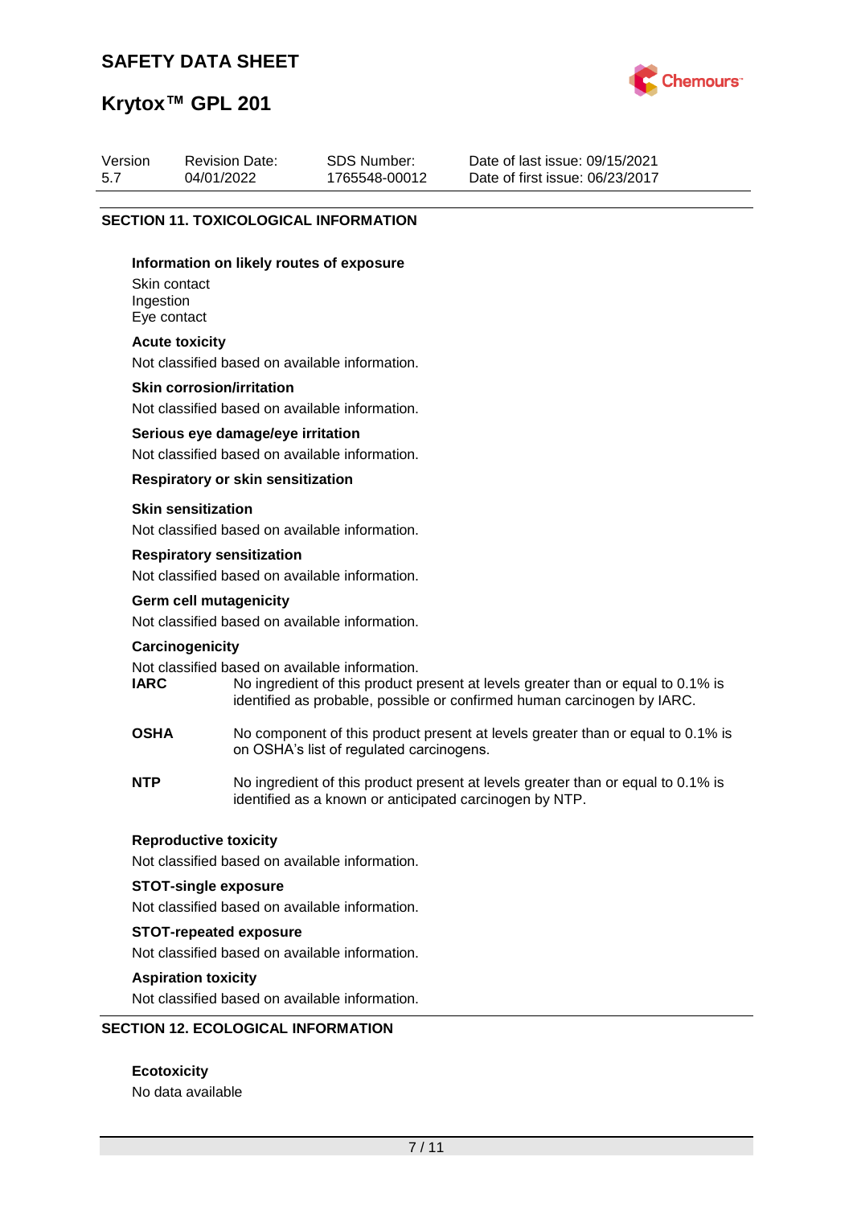## SECTION 11. TOXICOLOGICAL INFORMATION

**Information on likely routes of exposure**

Skin contact
Ingestion
Eye contact

**Acute toxicity**

Not classified based on available information.

**Skin corrosion/irritation**

Not classified based on available information.

**Serious eye damage/eye irritation**

Not classified based on available information.

**Respiratory or skin sensitization**

**Skin sensitization**

Not classified based on available information.

**Respiratory sensitization**

Not classified based on available information.

**Germ cell mutagenicity**

Not classified based on available information.

**Carcinogenicity**

Not classified based on available information.

**IARC** No ingredient of this product present at levels greater than or equal to 0.1% is identified as probable, possible or confirmed human carcinogen by IARC.

**OSHA** No component of this product present at levels greater than or equal to 0.1% is on OSHA's list of regulated carcinogens.

**NTP** No ingredient of this product present at levels greater than or equal to 0.1% is identified as a known or anticipated carcinogen by NTP.

**Reproductive toxicity**

Not classified based on available information.

**STOT-single exposure**

Not classified based on available information.

**STOT-repeated exposure**

Not classified based on available information.

**Aspiration toxicity**

Not classified based on available information.

## SECTION 12. ECOLOGICAL INFORMATION

**Ecotoxicity**

No data available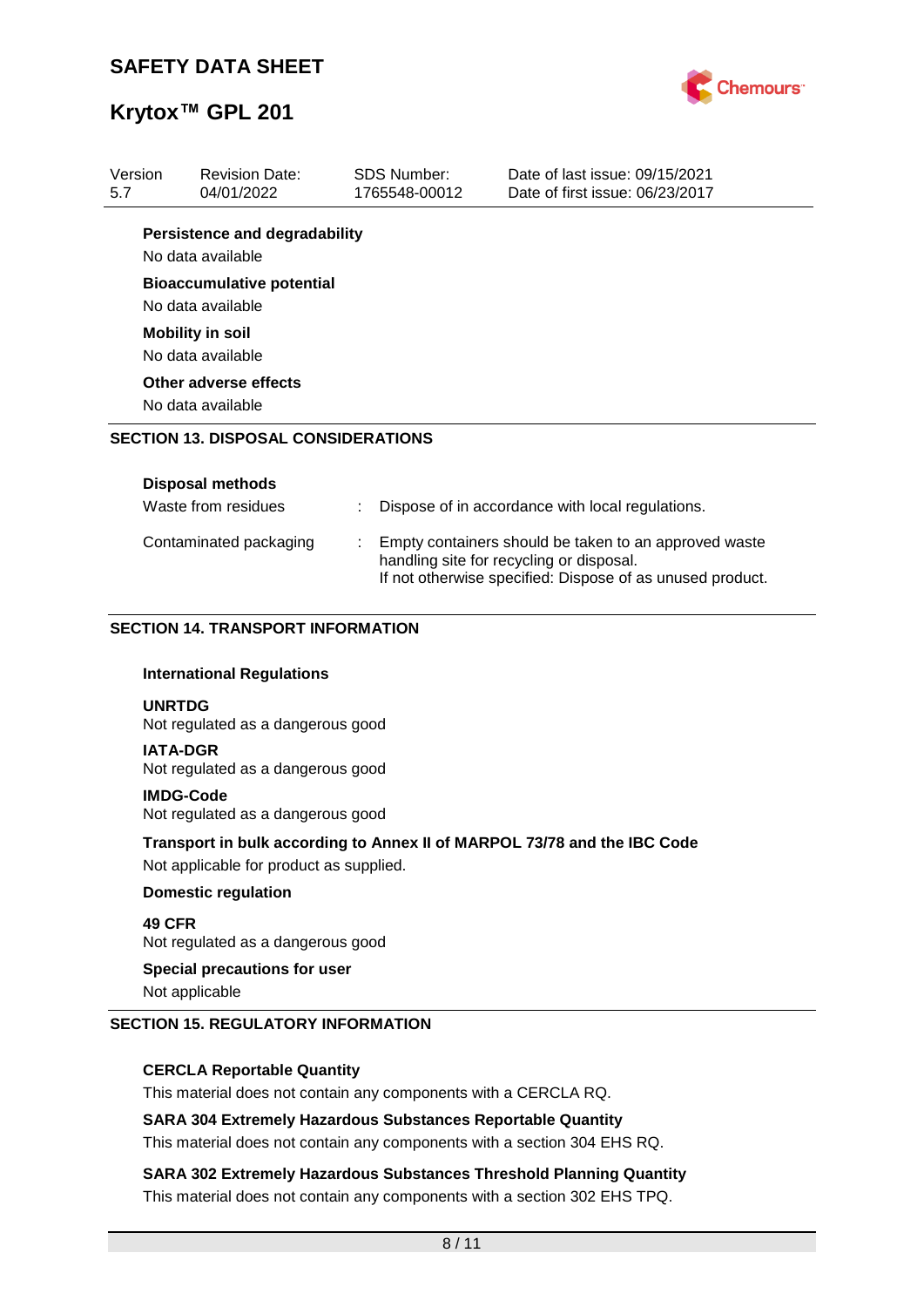**Persistence and degradability**

No data available

**Bioaccumulative potential**

No data available

**Mobility in soil**

No data available

**Other adverse effects**

No data available

## SECTION 13. DISPOSAL CONSIDERATIONS

**Disposal methods**

| | | |
|---|---|---|
| Waste from residues | : | Dispose of in accordance with local regulations. |
| Contaminated packaging | : | Empty containers should be taken to an approved waste handling site for recycling or disposal. If not otherwise specified: Dispose of as unused product. |

## SECTION 14. TRANSPORT INFORMATION

**International Regulations**

**UNRTDG**

Not regulated as a dangerous good

**IATA-DGR**

Not regulated as a dangerous good

**IMDG-Code**

Not regulated as a dangerous good

**Transport in bulk according to Annex II of MARPOL 73/78 and the IBC Code**

Not applicable for product as supplied.

**Domestic regulation**

**49 CFR**

Not regulated as a dangerous good

**Special precautions for user**

Not applicable

## SECTION 15. REGULATORY INFORMATION

**CERCLA Reportable Quantity**

This material does not contain any components with a CERCLA RQ.

**SARA 304 Extremely Hazardous Substances Reportable Quantity**

This material does not contain any components with a section 304 EHS RQ.

**SARA 302 Extremely Hazardous Substances Threshold Planning Quantity**

This material does not contain any components with a section 302 EHS TPQ.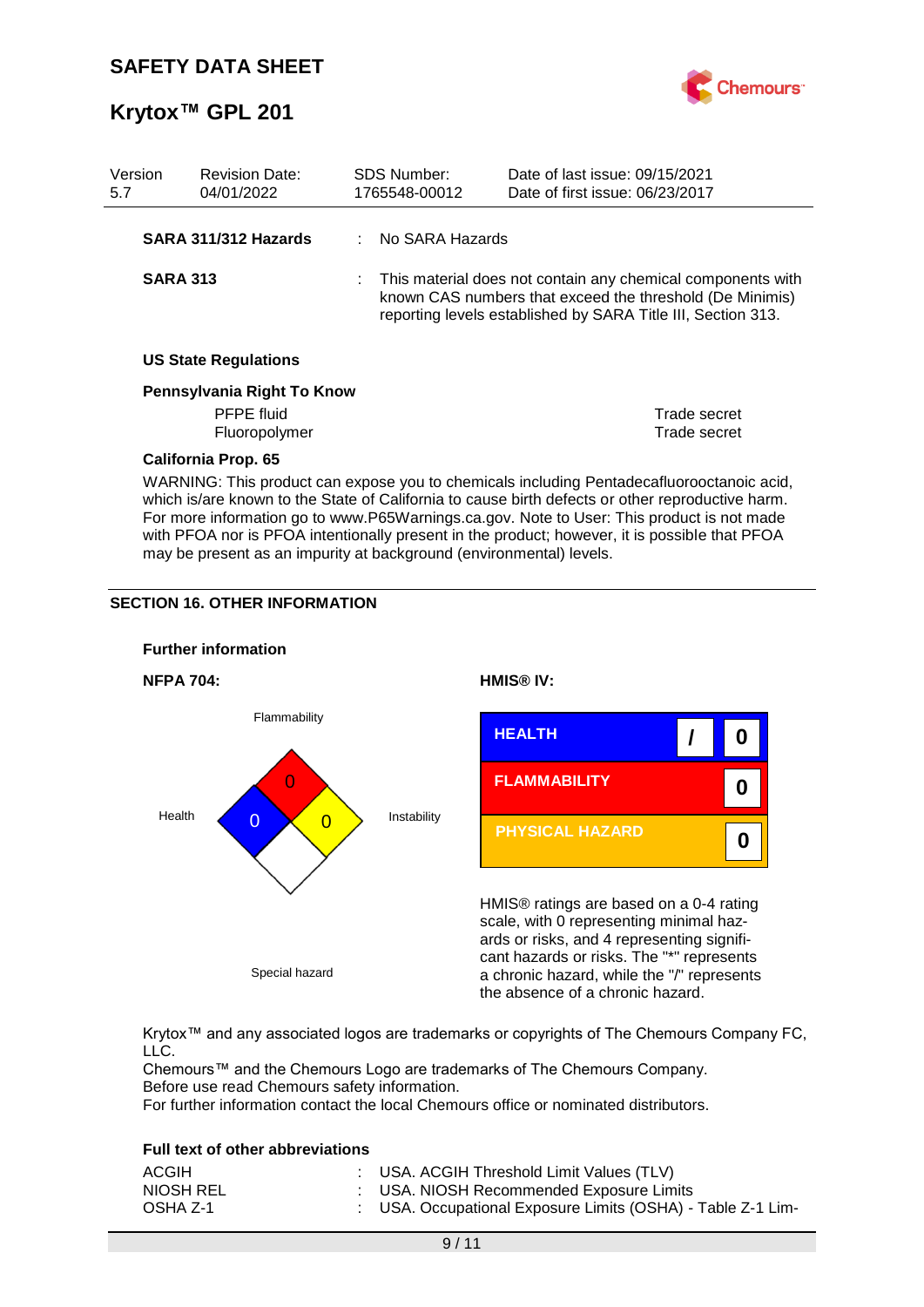**SARA 311/312 Hazards** : No SARA Hazards

**SARA 313** : This material does not contain any chemical components with known CAS numbers that exceed the threshold (De Minimis) reporting levels established by SARA Title III, Section 313.

**US State Regulations**

**Pennsylvania Right To Know**

| | |
|---|---|
| PFPE fluid | Trade secret |
| Fluoropolymer | Trade secret |

**California Prop. 65**

WARNING: This product can expose you to chemicals including Pentadecafluorooctanoic acid, which is/are known to the State of California to cause birth defects or other reproductive harm. For more information go to www.P65Warnings.ca.gov. Note to User: This product is not made with PFOA nor is PFOA intentionally present in the product; however, it is possible that PFOA may be present as an impurity at background (environmental) levels.

## SECTION 16. OTHER INFORMATION

**Further information**

**NFPA 704:**

Flammability: 0
Health: 0
Instability: 0
Special hazard

**HMIS® IV:**

| | | |
|---|---|---|
| HEALTH | / | 0 |
| FLAMMABILITY | | 0 |
| PHYSICAL HAZARD | | 0 |

HMIS® ratings are based on a 0-4 rating scale, with 0 representing minimal hazards or risks, and 4 representing significant hazards or risks. The "*" represents a chronic hazard, while the "/" represents the absence of a chronic hazard.

Krytox™ and any associated logos are trademarks or copyrights of The Chemours Company FC, LLC.
Chemours™ and the Chemours Logo are trademarks of The Chemours Company.
Before use read Chemours safety information.
For further information contact the local Chemours office or nominated distributors.

**Full text of other abbreviations**

| | |
|---|---|
| ACGIH | : USA. ACGIH Threshold Limit Values (TLV) |
| NIOSH REL | : USA. NIOSH Recommended Exposure Limits |
| OSHA Z-1 | : USA. Occupational Exposure Limits (OSHA) - Table Z-1 Lim- |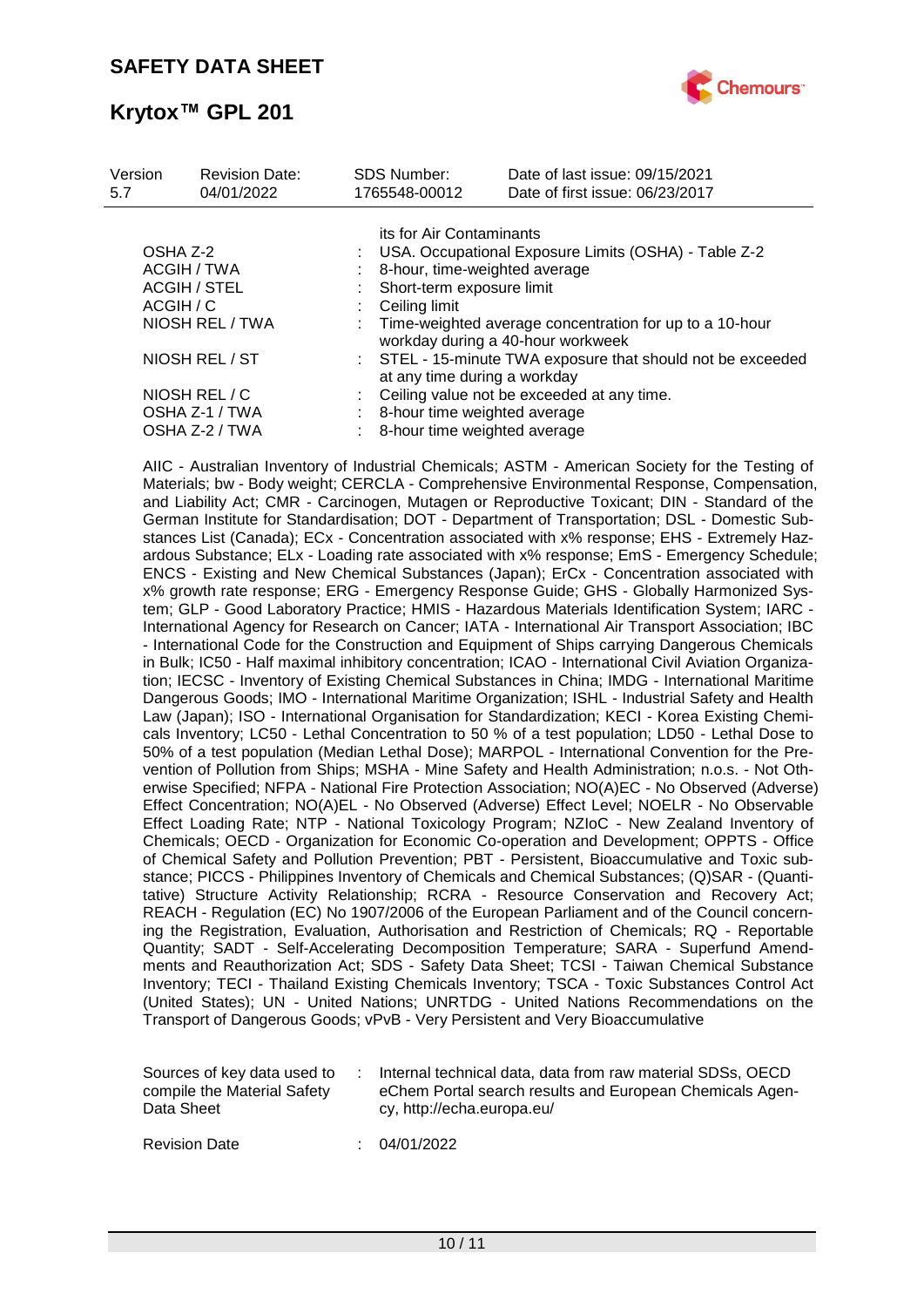its for Air Contaminants

| | | |
|---|---|---|
| OSHA Z-2 | : | USA. Occupational Exposure Limits (OSHA) - Table Z-2 |
| ACGIH / TWA | : | 8-hour, time-weighted average |
| ACGIH / STEL | : | Short-term exposure limit |
| ACGIH / C | : | Ceiling limit |
| NIOSH REL / TWA | : | Time-weighted average concentration for up to a 10-hour workday during a 40-hour workweek |
| NIOSH REL / ST | : | STEL - 15-minute TWA exposure that should not be exceeded at any time during a workday |
| NIOSH REL / C | : | Ceiling value not be exceeded at any time. |
| OSHA Z-1 / TWA | : | 8-hour time weighted average |
| OSHA Z-2 / TWA | : | 8-hour time weighted average |

AIIC - Australian Inventory of Industrial Chemicals; ASTM - American Society for the Testing of Materials; bw - Body weight; CERCLA - Comprehensive Environmental Response, Compensation, and Liability Act; CMR - Carcinogen, Mutagen or Reproductive Toxicant; DIN - Standard of the German Institute for Standardisation; DOT - Department of Transportation; DSL - Domestic Substances List (Canada); ECx - Concentration associated with x% response; EHS - Extremely Hazardous Substance; ELx - Loading rate associated with x% response; EmS - Emergency Schedule; ENCS - Existing and New Chemical Substances (Japan); ErCx - Concentration associated with x% growth rate response; ERG - Emergency Response Guide; GHS - Globally Harmonized System; GLP - Good Laboratory Practice; HMIS - Hazardous Materials Identification System; IARC - International Agency for Research on Cancer; IATA - International Air Transport Association; IBC - International Code for the Construction and Equipment of Ships carrying Dangerous Chemicals in Bulk; IC50 - Half maximal inhibitory concentration; ICAO - International Civil Aviation Organization; IECSC - Inventory of Existing Chemical Substances in China; IMDG - International Maritime Dangerous Goods; IMO - International Maritime Organization; ISHL - Industrial Safety and Health Law (Japan); ISO - International Organisation for Standardization; KECI - Korea Existing Chemicals Inventory; LC50 - Lethal Concentration to 50 % of a test population; LD50 - Lethal Dose to 50% of a test population (Median Lethal Dose); MARPOL - International Convention for the Prevention of Pollution from Ships; MSHA - Mine Safety and Health Administration; n.o.s. - Not Otherwise Specified; NFPA - National Fire Protection Association; NO(A)EC - No Observed (Adverse) Effect Concentration; NO(A)EL - No Observed (Adverse) Effect Level; NOELR - No Observable Effect Loading Rate; NTP - National Toxicology Program; NZIoC - New Zealand Inventory of Chemicals; OECD - Organization for Economic Co-operation and Development; OPPTS - Office of Chemical Safety and Pollution Prevention; PBT - Persistent, Bioaccumulative and Toxic substance; PICCS - Philippines Inventory of Chemicals and Chemical Substances; (Q)SAR - (Quantitative) Structure Activity Relationship; RCRA - Resource Conservation and Recovery Act; REACH - Regulation (EC) No 1907/2006 of the European Parliament and of the Council concerning the Registration, Evaluation, Authorisation and Restriction of Chemicals; RQ - Reportable Quantity; SADT - Self-Accelerating Decomposition Temperature; SARA - Superfund Amendments and Reauthorization Act; SDS - Safety Data Sheet; TCSI - Taiwan Chemical Substance Inventory; TECI - Thailand Existing Chemicals Inventory; TSCA - Toxic Substances Control Act (United States); UN - United Nations; UNRTDG - United Nations Recommendations on the Transport of Dangerous Goods; vPvB - Very Persistent and Very Bioaccumulative

| | | |
|---|---|---|
| Sources of key data used to compile the Material Safety Data Sheet | : | Internal technical data, data from raw material SDSs, OECD eChem Portal search results and European Chemicals Agency, http://echa.europa.eu/ |
| Revision Date | : | 04/01/2022 |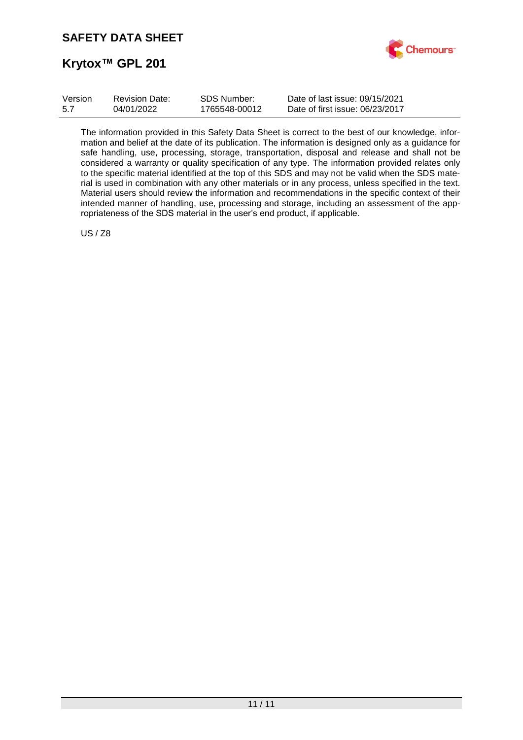The information provided in this Safety Data Sheet is correct to the best of our knowledge, information and belief at the date of its publication. The information is designed only as a guidance for safe handling, use, processing, storage, transportation, disposal and release and shall not be considered a warranty or quality specification of any type. The information provided relates only to the specific material identified at the top of this SDS and may not be valid when the SDS material is used in combination with any other materials or in any process, unless specified in the text. Material users should review the information and recommendations in the specific context of their intended manner of handling, use, processing and storage, including an assessment of the appropriateness of the SDS material in the user's end product, if applicable.

US / Z8